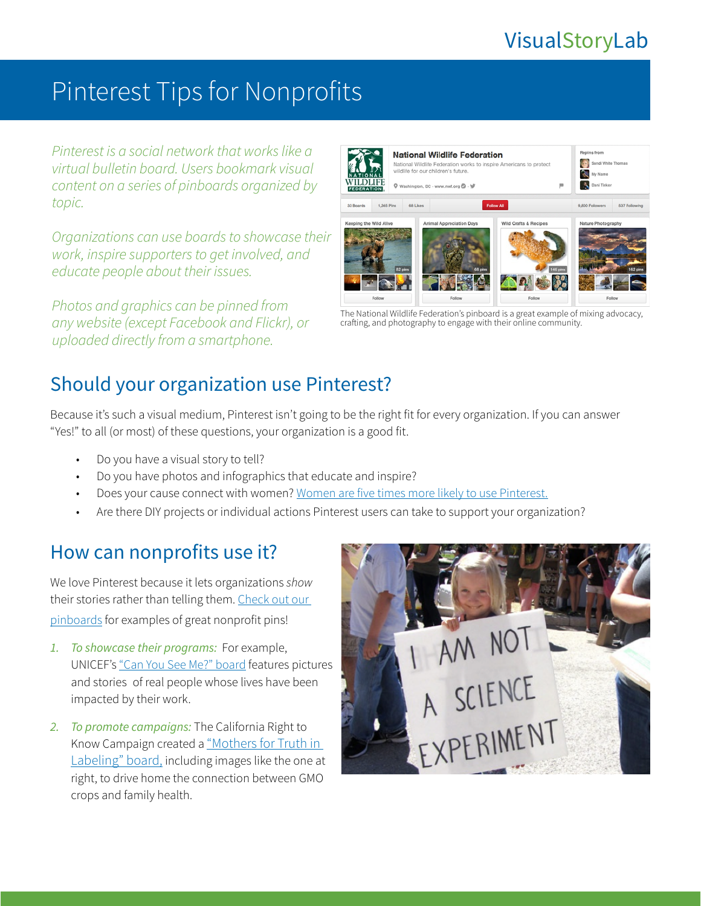VisualStoryLab

# Pinterest Tips for Nonprofits

*Pinterest is a social network that works like a virtual bulletin board. Users bookmark visual content on a series of pinboards organized by topic.*

*Organizations can use boards to showcase their work, inspire supporters to get involved, and educate people about their issues.*

*Photos and graphics can be pinned from any website (except Facebook and Flickr), or uploaded directly from a smartphone.*

The National Wildlife Federation's pinboard is a great example of mixing advocacy, crafting, and photography to engage with their online community.

## Should your organization use Pinterest?

Because it's such a visual medium, Pinterest isn't going to be the right fit for every organization. If you can answer "Yes!" to all (or most) of these questions, your organization is a good fit.

- Do you have a visual story to tell?
- Do you have photos and infographics that educate and inspire?
- Does your cause connect with women? Women are five times more likely to use Pinterest.
- Are there DIY projects or individual actions Pinterest users can take to support your organization?

## How can nonprofits use it?

We love Pinterest because it lets organizations *show* their stories rather than telling them. Check out our pinboards for examples of great nonprofit pins!

1. *To showcase their programs:* For example, UNICEF's "Can You See Me?" board features pictures and stories of real people whose lives have been impacted by their work.

2. *To promote campaigns:* The California Right to Know Campaign created a "Mothers for Truth in Labeling" board, including images like the one at right, to drive home the connection between GMO crops and family health.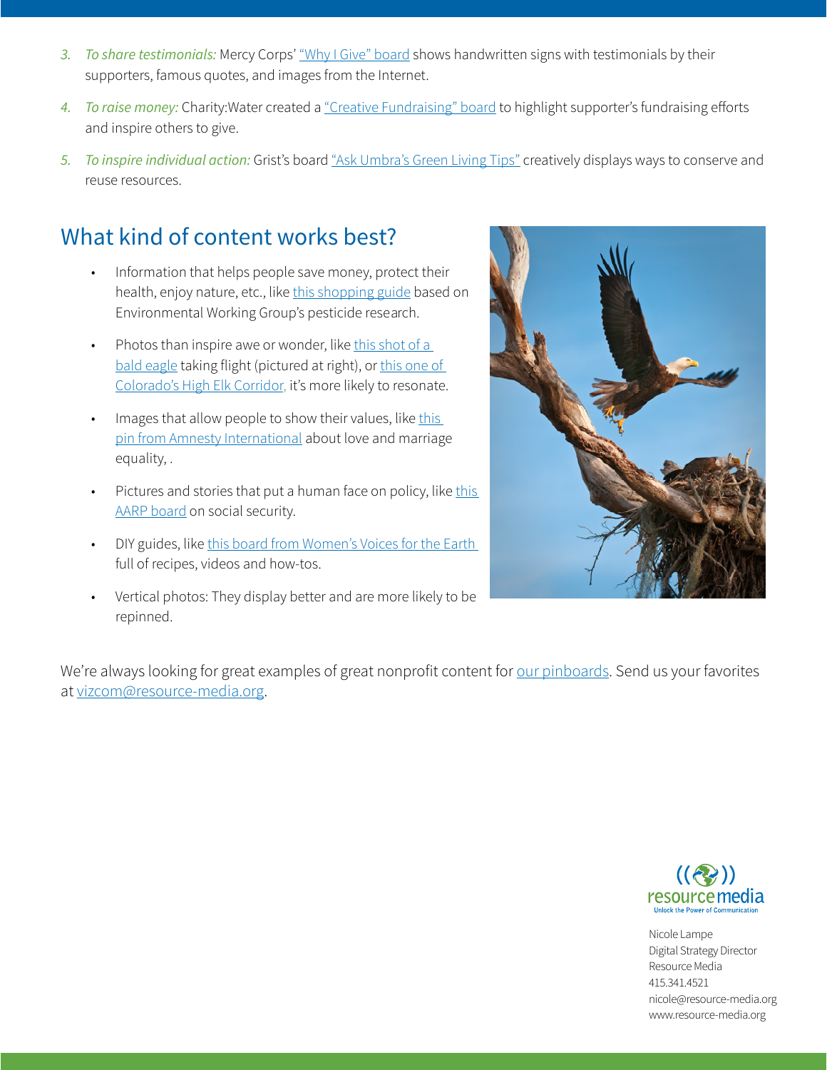3. *To share testimonials:* Mercy Corps' "Why I Give" board shows handwritten signs with testimonials by their supporters, famous quotes, and images from the Internet.

4. *To raise money:* Charity:Water created a "Creative Fundraising" board to highlight supporter's fundraising efforts and inspire others to give.

5. *To inspire individual action:* Grist's board "Ask Umbra's Green Living Tips" creatively displays ways to conserve and reuse resources.

## What kind of content works best?

- Information that helps people save money, protect their health, enjoy nature, etc., like this shopping guide based on Environmental Working Group's pesticide research.
- Photos than inspire awe or wonder, like this shot of a bald eagle taking flight (pictured at right), or this one of Colorado's High Elk Corridor, it's more likely to resonate.
- Images that allow people to show their values, like this pin from Amnesty International about love and marriage equality, .
- Pictures and stories that put a human face on policy, like this AARP board on social security.
- DIY guides, like this board from Women's Voices for the Earth full of recipes, videos and how-tos.
- Vertical photos: They display better and are more likely to be repinned.

We're always looking for great examples of great nonprofit content for our pinboards. Send us your favorites at vizcom@resource-media.org.

resource media
Unlock the Power of Communication

Nicole Lampe
Digital Strategy Director
Resource Media
415.341.4521
nicole@resource-media.org
www.resource-media.org